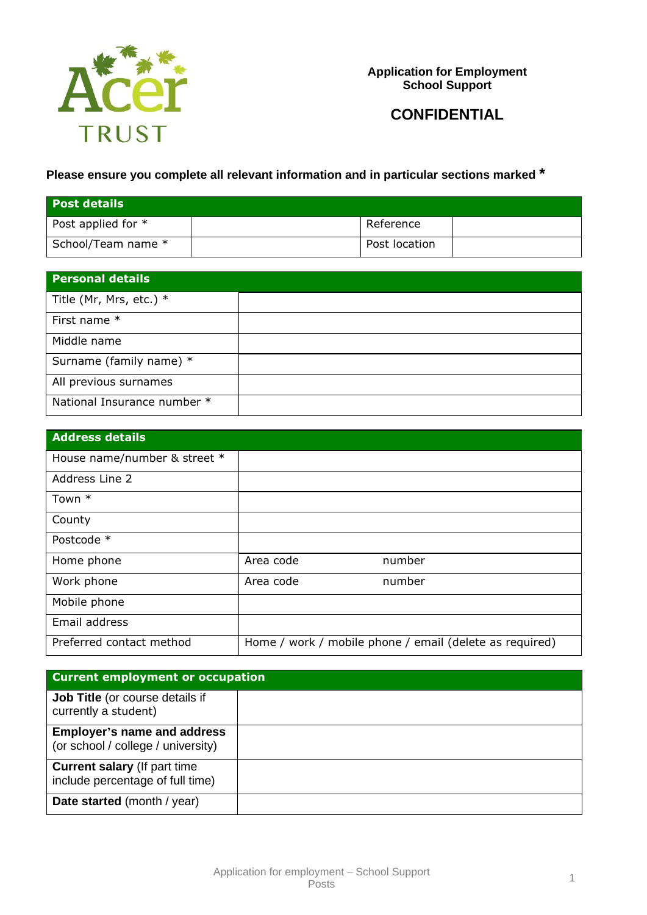Acer TRUST

**Application for Employment**
**School Support**

## CONFIDENTIAL

**Please ensure you complete all relevant information and in particular sections marked \***

| **Post details** | | | |
|---|---|---|---|
| Post applied for * | | Reference | |
| School/Team name * | | Post location | |

| **Personal details** | |
|---|---|
| Title (Mr, Mrs, etc.) * | |
| First name * | |
| Middle name | |
| Surname (family name) * | |
| All previous surnames | |
| National Insurance number * | |

| **Address details** | | |
|---|---|---|
| House name/number & street * | | |
| Address Line 2 | | |
| Town * | | |
| County | | |
| Postcode * | | |
| Home phone | Area code | number |
| Work phone | Area code | number |
| Mobile phone | | |
| Email address | | |
| Preferred contact method | Home / work / mobile phone / email (delete as required) | |

| **Current employment or occupation** | |
|---|---|
| **Job Title** (or course details if currently a student) | |
| **Employer's name and address** (or school / college / university) | |
| **Current salary** (If part time include percentage of full time) | |
| **Date started** (month / year) | |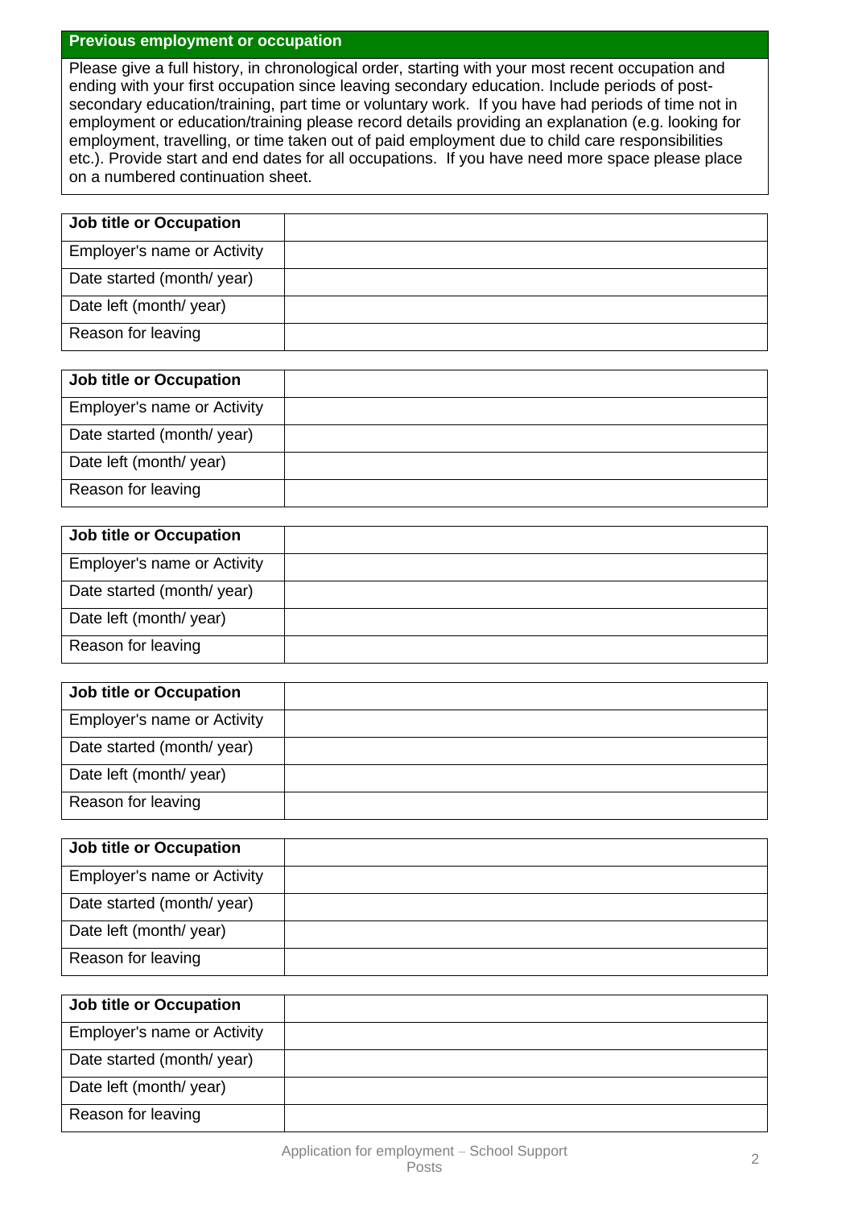## Previous employment or occupation

Please give a full history, in chronological order, starting with your most recent occupation and ending with your first occupation since leaving secondary education. Include periods of post-secondary education/training, part time or voluntary work. If you have had periods of time not in employment or education/training please record details providing an explanation (e.g. looking for employment, travelling, or time taken out of paid employment due to child care responsibilities etc.). Provide start and end dates for all occupations. If you have need more space please place on a numbered continuation sheet.

| **Job title or Occupation** | |
|---|---|
| Employer's name or Activity | |
| Date started (month/ year) | |
| Date left (month/ year) | |
| Reason for leaving | |

| **Job title or Occupation** | |
|---|---|
| Employer's name or Activity | |
| Date started (month/ year) | |
| Date left (month/ year) | |
| Reason for leaving | |

| **Job title or Occupation** | |
|---|---|
| Employer's name or Activity | |
| Date started (month/ year) | |
| Date left (month/ year) | |
| Reason for leaving | |

| **Job title or Occupation** | |
|---|---|
| Employer's name or Activity | |
| Date started (month/ year) | |
| Date left (month/ year) | |
| Reason for leaving | |

| **Job title or Occupation** | |
|---|---|
| Employer's name or Activity | |
| Date started (month/ year) | |
| Date left (month/ year) | |
| Reason for leaving | |

| **Job title or Occupation** | |
|---|---|
| Employer's name or Activity | |
| Date started (month/ year) | |
| Date left (month/ year) | |
| Reason for leaving | |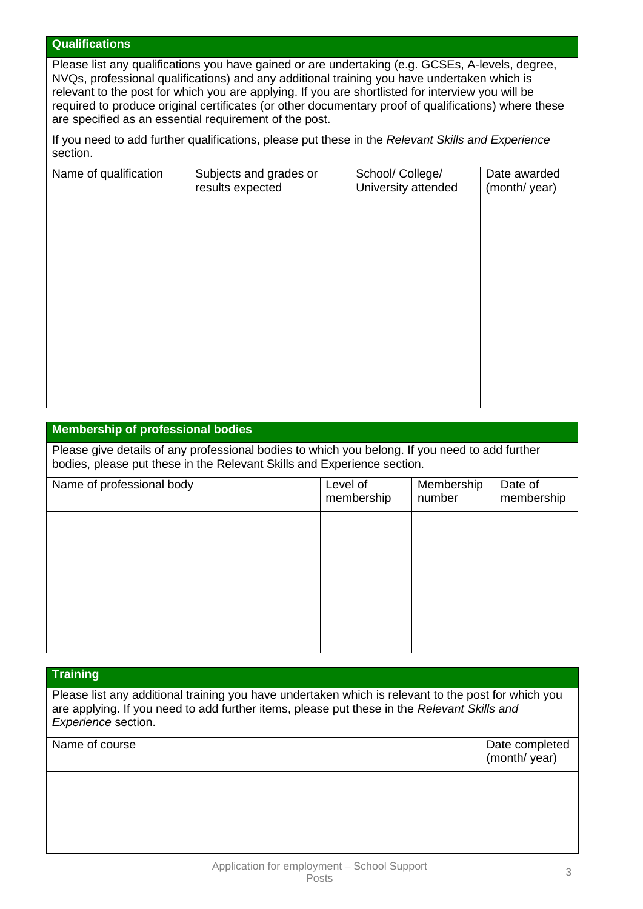## Qualifications

Please list any qualifications you have gained or are undertaking (e.g. GCSEs, A-levels, degree, NVQs, professional qualifications) and any additional training you have undertaken which is relevant to the post for which you are applying. If you are shortlisted for interview you will be required to produce original certificates (or other documentary proof of qualifications) where these are specified as an essential requirement of the post.

If you need to add further qualifications, please put these in the *Relevant Skills and Experience* section.

| Name of qualification | Subjects and grades or results expected | School/ College/ University attended | Date awarded (month/ year) |
|---|---|---|---|
| | | | |

## Membership of professional bodies

Please give details of any professional bodies to which you belong. If you need to add further bodies, please put these in the Relevant Skills and Experience section.

| Name of professional body | Level of membership | Membership number | Date of membership |
|---|---|---|---|
| | | | |

## Training

Please list any additional training you have undertaken which is relevant to the post for which you are applying. If you need to add further items, please put these in the *Relevant Skills and Experience* section.

| Name of course | Date completed (month/ year) |
|---|---|
| | |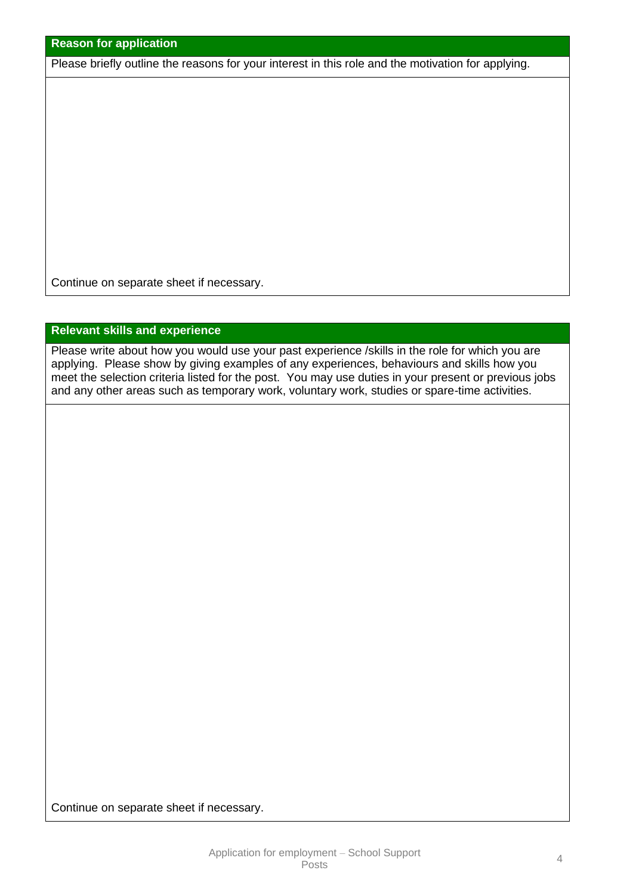## Reason for application

Please briefly outline the reasons for your interest in this role and the motivation for applying.

Continue on separate sheet if necessary.

## Relevant skills and experience

Please write about how you would use your past experience /skills in the role for which you are applying. Please show by giving examples of any experiences, behaviours and skills how you meet the selection criteria listed for the post. You may use duties in your present or previous jobs and any other areas such as temporary work, voluntary work, studies or spare-time activities.

Continue on separate sheet if necessary.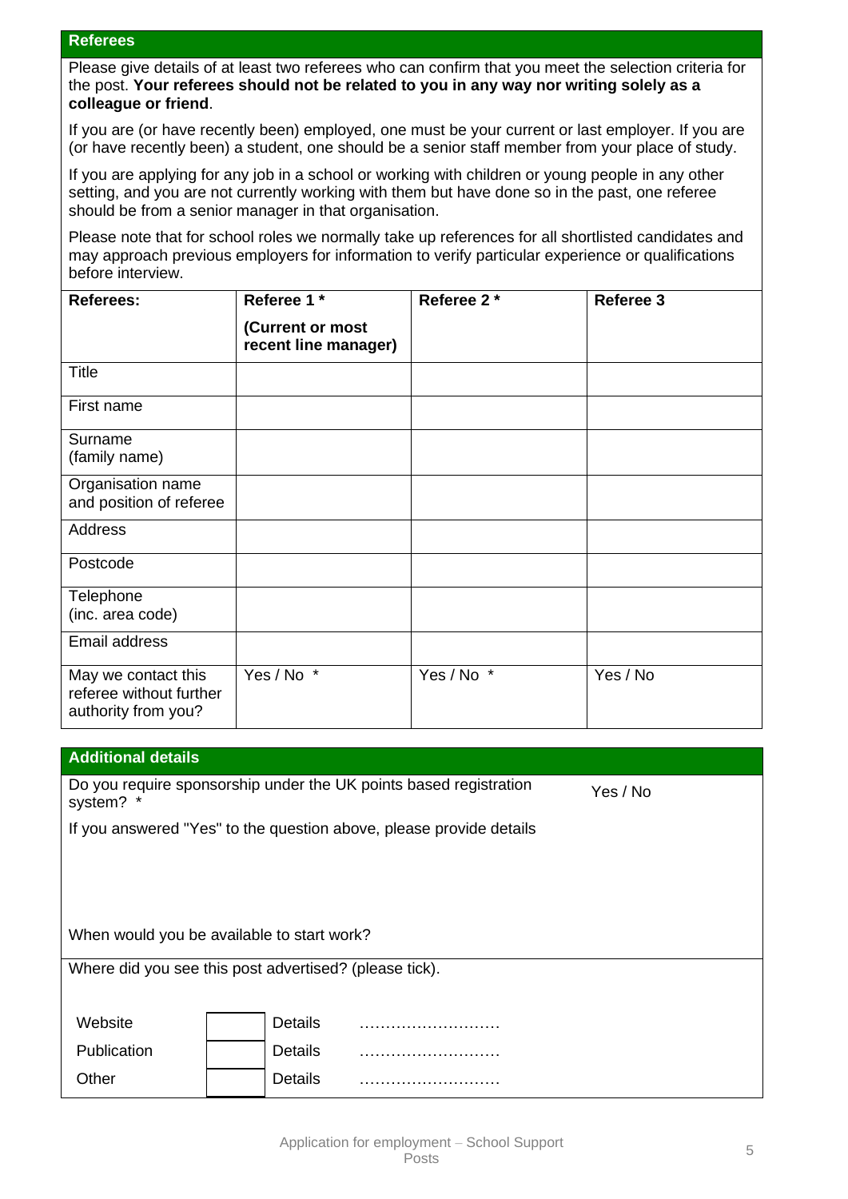## Referees

Please give details of at least two referees who can confirm that you meet the selection criteria for the post. **Your referees should not be related to you in any way nor writing solely as a colleague or friend**.

If you are (or have recently been) employed, one must be your current or last employer. If you are (or have recently been) a student, one should be a senior staff member from your place of study.

If you are applying for any job in a school or working with children or young people in any other setting, and you are not currently working with them but have done so in the past, one referee should be from a senior manager in that organisation.

Please note that for school roles we normally take up references for all shortlisted candidates and may approach previous employers for information to verify particular experience or qualifications before interview.

| **Referees:** | **Referee 1 *** **(Current or most recent line manager)** | **Referee 2 *** | **Referee 3** |
|---|---|---|---|
| Title | | | |
| First name | | | |
| Surname (family name) | | | |
| Organisation name and position of referee | | | |
| Address | | | |
| Postcode | | | |
| Telephone (inc. area code) | | | |
| Email address | | | |
| May we contact this referee without further authority from you? | Yes / No * | Yes / No * | Yes / No |

## Additional details

Do you require sponsorship under the UK points based registration system? * — Yes / No

If you answered "Yes" to the question above, please provide details

When would you be available to start work?

Where did you see this post advertised? (please tick).

| | | | |
|---|---|---|---|
| Website | | Details | ……………………… |
| Publication | | Details | ……………………… |
| Other | | Details | ……………………… |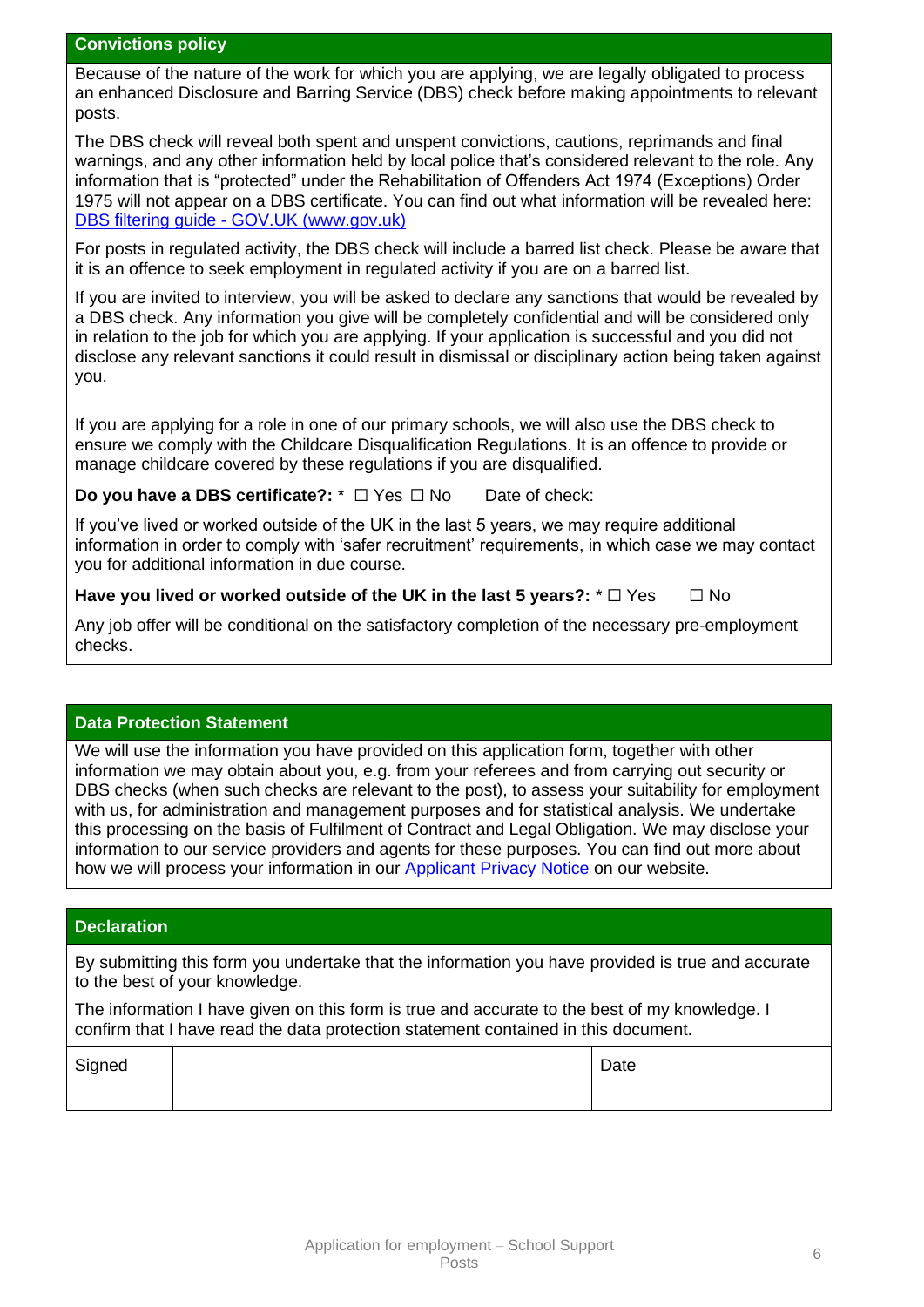## Convictions policy

Because of the nature of the work for which you are applying, we are legally obligated to process an enhanced Disclosure and Barring Service (DBS) check before making appointments to relevant posts.

The DBS check will reveal both spent and unspent convictions, cautions, reprimands and final warnings, and any other information held by local police that's considered relevant to the role. Any information that is "protected" under the Rehabilitation of Offenders Act 1974 (Exceptions) Order 1975 will not appear on a DBS certificate. You can find out what information will be revealed here: [DBS filtering guide - GOV.UK (www.gov.uk)]

For posts in regulated activity, the DBS check will include a barred list check. Please be aware that it is an offence to seek employment in regulated activity if you are on a barred list.

If you are invited to interview, you will be asked to declare any sanctions that would be revealed by a DBS check. Any information you give will be completely confidential and will be considered only in relation to the job for which you are applying. If your application is successful and you did not disclose any relevant sanctions it could result in dismissal or disciplinary action being taken against you.

If you are applying for a role in one of our primary schools, we will also use the DBS check to ensure we comply with the Childcare Disqualification Regulations. It is an offence to provide or manage childcare covered by these regulations if you are disqualified.

**Do you have a DBS certificate?:** * ☐ Yes ☐ No     Date of check:

If you've lived or worked outside of the UK in the last 5 years, we may require additional information in order to comply with 'safer recruitment' requirements, in which case we may contact you for additional information in due course.

**Have you lived or worked outside of the UK in the last 5 years?:** * ☐ Yes     ☐ No

Any job offer will be conditional on the satisfactory completion of the necessary pre-employment checks.

## Data Protection Statement

We will use the information you have provided on this application form, together with other information we may obtain about you, e.g. from your referees and from carrying out security or DBS checks (when such checks are relevant to the post), to assess your suitability for employment with us, for administration and management purposes and for statistical analysis. We undertake this processing on the basis of Fulfilment of Contract and Legal Obligation. We may disclose your information to our service providers and agents for these purposes. You can find out more about how we will process your information in our Applicant Privacy Notice on our website.

## Declaration

By submitting this form you undertake that the information you have provided is true and accurate to the best of your knowledge.

The information I have given on this form is true and accurate to the best of my knowledge. I confirm that I have read the data protection statement contained in this document.

| Signed | | Date | |
|---|---|---|---|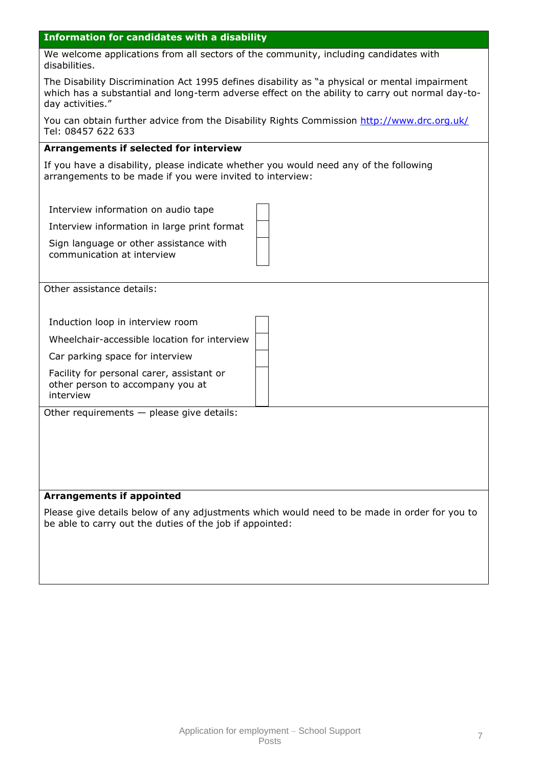## Information for candidates with a disability

We welcome applications from all sectors of the community, including candidates with disabilities.

The Disability Discrimination Act 1995 defines disability as "a physical or mental impairment which has a substantial and long-term adverse effect on the ability to carry out normal day-to-day activities."

You can obtain further advice from the Disability Rights Commission [http://www.drc.org.uk/](http://www.drc.org.uk/) Tel: 08457 622 633

### Arrangements if selected for interview

If you have a disability, please indicate whether you would need any of the following arrangements to be made if you were invited to interview:

| Arrangement | |
|---|---|
| Interview information on audio tape | ☐ |
| Interview information in large print format | ☐ |
| Sign language or other assistance with communication at interview | ☐ |

Other assistance details:

| Arrangement | |
|---|---|
| Induction loop in interview room | ☐ |
| Wheelchair-accessible location for interview | ☐ |
| Car parking space for interview | ☐ |
| Facility for personal carer, assistant or other person to accompany you at interview | ☐ |

Other requirements — please give details:

### Arrangements if appointed

Please give details below of any adjustments which would need to be made in order for you to be able to carry out the duties of the job if appointed: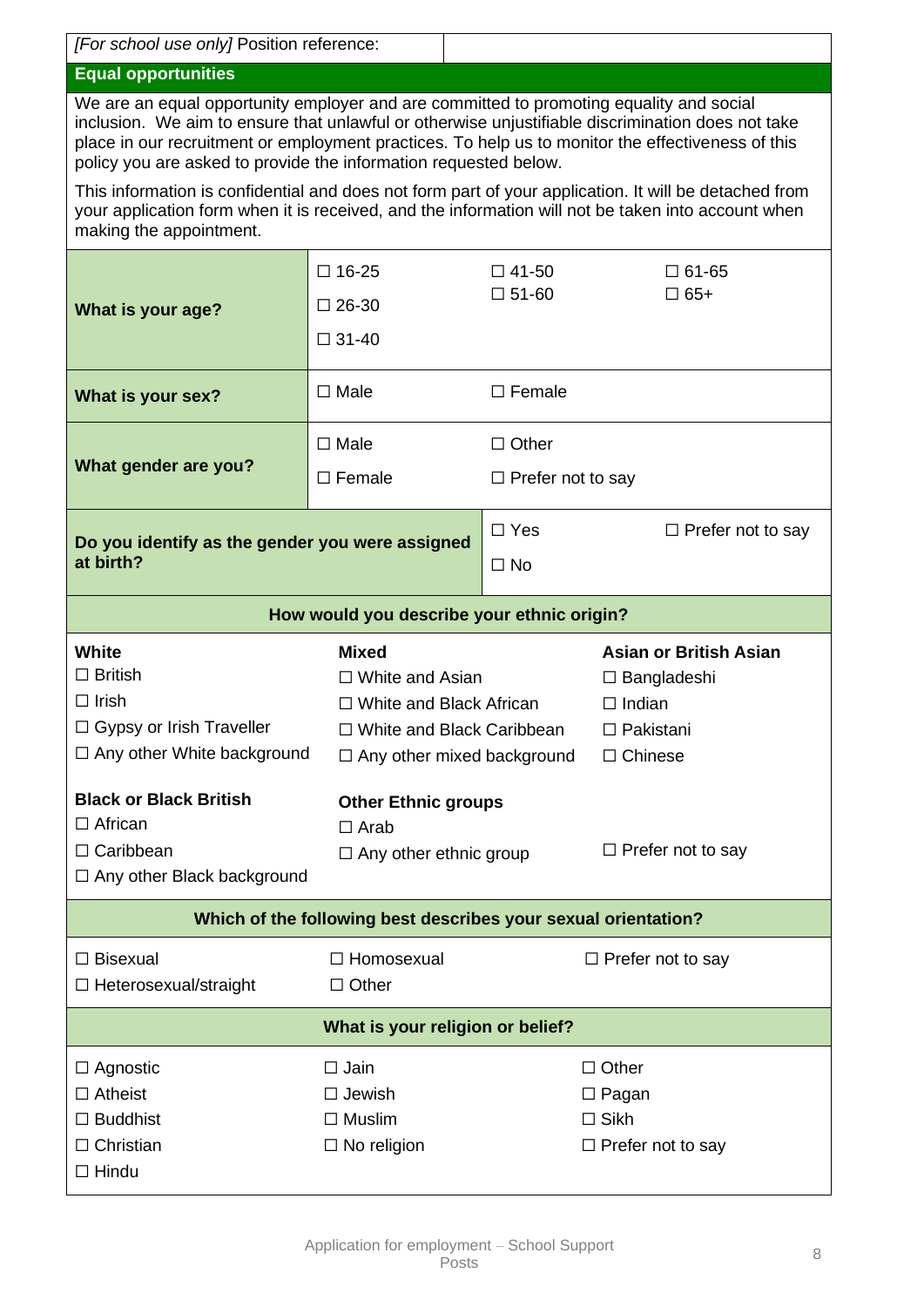| *[For school use only]* Position reference: | |
| --- | --- |

## Equal opportunities

We are an equal opportunity employer and are committed to promoting equality and social inclusion. We aim to ensure that unlawful or otherwise unjustifiable discrimination does not take place in our recruitment or employment practices. To help us to monitor the effectiveness of this policy you are asked to provide the information requested below.

This information is confidential and does not form part of your application. It will be detached from your application form when it is received, and the information will not be taken into account when making the appointment.

| | | | |
| --- | --- | --- | --- |
| **What is your age?** | ☐ 16-25<br>☐ 26-30<br>☐ 31-40 | ☐ 41-50<br>☐ 51-60 | ☐ 61-65<br>☐ 65+ |
| **What is your sex?** | ☐ Male | ☐ Female | |
| **What gender are you?** | ☐ Male<br>☐ Female | ☐ Other<br>☐ Prefer not to say | |
| **Do you identify as the gender you were assigned at birth?** | | ☐ Yes<br>☐ No | ☐ Prefer not to say |

**How would you describe your ethnic origin?**

| | | |
| --- | --- | --- |
| **White**<br>☐ British<br>☐ Irish<br>☐ Gypsy or Irish Traveller<br>☐ Any other White background | **Mixed**<br>☐ White and Asian<br>☐ White and Black African<br>☐ White and Black Caribbean<br>☐ Any other mixed background | **Asian or British Asian**<br>☐ Bangladeshi<br>☐ Indian<br>☐ Pakistani<br>☐ Chinese |
| **Black or Black British**<br>☐ African<br>☐ Caribbean<br>☐ Any other Black background | **Other Ethnic groups**<br>☐ Arab<br>☐ Any other ethnic group | ☐ Prefer not to say |

**Which of the following best describes your sexual orientation?**

| | | |
| --- | --- | --- |
| ☐ Bisexual<br>☐ Heterosexual/straight | ☐ Homosexual<br>☐ Other | ☐ Prefer not to say |

**What is your religion or belief?**

| | | |
| --- | --- | --- |
| ☐ Agnostic<br>☐ Atheist<br>☐ Buddhist<br>☐ Christian<br>☐ Hindu | ☐ Jain<br>☐ Jewish<br>☐ Muslim<br>☐ No religion | ☐ Other<br>☐ Pagan<br>☐ Sikh<br>☐ Prefer not to say |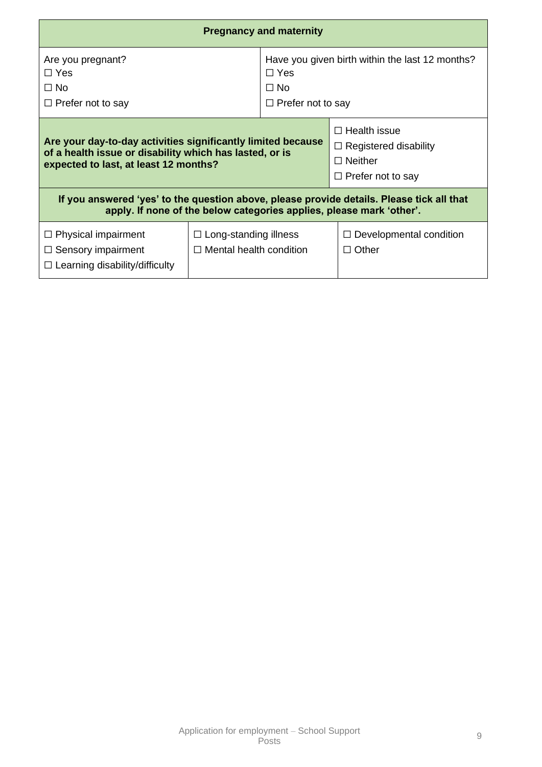| **Pregnancy and maturity** | | |
|---|---|---|
| Are you pregnant?<br>☐ Yes<br>☐ No<br>☐ Prefer not to say | Have you given birth within the last 12 months?<br>☐ Yes<br>☐ No<br>☐ Prefer not to say | |
| **Are your day-to-day activities significantly limited because of a health issue or disability which has lasted, or is expected to last, at least 12 months?** | | ☐ Health issue<br>☐ Registered disability<br>☐ Neither<br>☐ Prefer not to say |
| **If you answered 'yes' to the question above, please provide details. Please tick all that apply. If none of the below categories applies, please mark 'other'.** | | |
| ☐ Physical impairment<br>☐ Sensory impairment<br>☐ Learning disability/difficulty | ☐ Long-standing illness<br>☐ Mental health condition | ☐ Developmental condition<br>☐ Other |